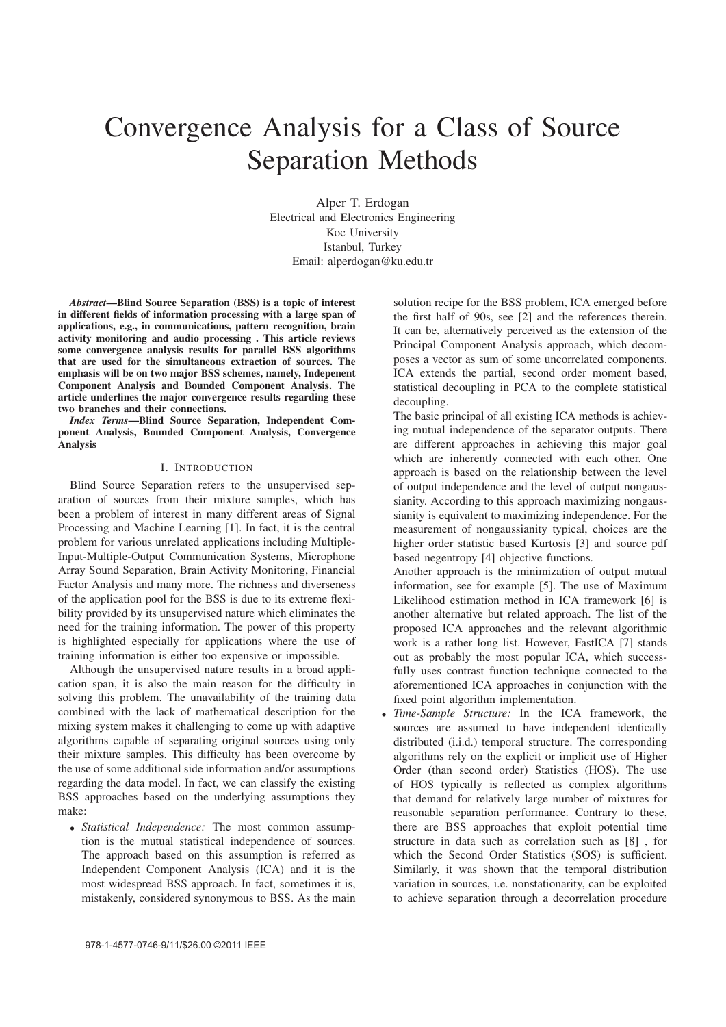# Convergence Analysis for a Class of Source Separation Methods

Alper T. Erdogan
Electrical and Electronics Engineering
Koc University
Istanbul, Turkey
Email: alperdogan@ku.edu.tr

***Abstract*—Blind Source Separation (BSS) is a topic of interest in different fields of information processing with a large span of applications, e.g., in communications, pattern recognition, brain activity monitoring and audio processing . This article reviews some convergence analysis results for parallel BSS algorithms that are used for the simultaneous extraction of sources. The emphasis will be on two major BSS schemes, namely, Indepenent Component Analysis and Bounded Component Analysis. The article underlines the major convergence results regarding these two branches and their connections.**

***Index Terms*—Blind Source Separation, Independent Component Analysis, Bounded Component Analysis, Convergence Analysis**

## I. Introduction

Blind Source Separation refers to the unsupervised separation of sources from their mixture samples, which has been a problem of interest in many different areas of Signal Processing and Machine Learning [1]. In fact, it is the central problem for various unrelated applications including Multiple-Input-Multiple-Output Communication Systems, Microphone Array Sound Separation, Brain Activity Monitoring, Financial Factor Analysis and many more. The richness and diverseness of the application pool for the BSS is due to its extreme flexibility provided by its unsupervised nature which eliminates the need for the training information. The power of this property is highlighted especially for applications where the use of training information is either too expensive or impossible.

Although the unsupervised nature results in a broad application span, it is also the main reason for the difficulty in solving this problem. The unavailability of the training data combined with the lack of mathematical description for the mixing system makes it challenging to come up with adaptive algorithms capable of separating original sources using only their mixture samples. This difficulty has been overcome by the use of some additional side information and/or assumptions regarding the data model. In fact, we can classify the existing BSS approaches based on the underlying assumptions they make:

- *Statistical Independence:* The most common assumption is the mutual statistical independence of sources. The approach based on this assumption is referred as Independent Component Analysis (ICA) and it is the most widespread BSS approach. In fact, sometimes it is, mistakenly, considered synonymous to BSS. As the main solution recipe for the BSS problem, ICA emerged before the first half of 90s, see [2] and the references therein. It can be, alternatively perceived as the extension of the Principal Component Analysis approach, which decomposes a vector as sum of some uncorrelated components. ICA extends the partial, second order moment based, statistical decoupling in PCA to the complete statistical decoupling.
  The basic principal of all existing ICA methods is achieving mutual independence of the separator outputs. There are different approaches in achieving this major goal which are inherently connected with each other. One approach is based on the relationship between the level of output independence and the level of output nongaussianity. According to this approach maximizing nongaussianity is equivalent to maximizing independence. For the measurement of nongaussianity typical, choices are the higher order statistic based Kurtosis [3] and source pdf based negentropy [4] objective functions.
  Another approach is the minimization of output mutual information, see for example [5]. The use of Maximum Likelihood estimation method in ICA framework [6] is another alternative but related approach. The list of the proposed ICA approaches and the relevant algorithmic work is a rather long list. However, FastICA [7] stands out as probably the most popular ICA, which successfully uses contrast function technique connected to the aforementioned ICA approaches in conjunction with the fixed point algorithm implementation.
- *Time-Sample Structure:* In the ICA framework, the sources are assumed to have independent identically distributed (i.i.d.) temporal structure. The corresponding algorithms rely on the explicit or implicit use of Higher Order (than second order) Statistics (HOS). The use of HOS typically is reflected as complex algorithms that demand for relatively large number of mixtures for reasonable separation performance. Contrary to these, there are BSS approaches that exploit potential time structure in data such as correlation such as [8] , for which the Second Order Statistics (SOS) is sufficient. Similarly, it was shown that the temporal distribution variation in sources, i.e. nonstationarity, can be exploited to achieve separation through a decorrelation procedure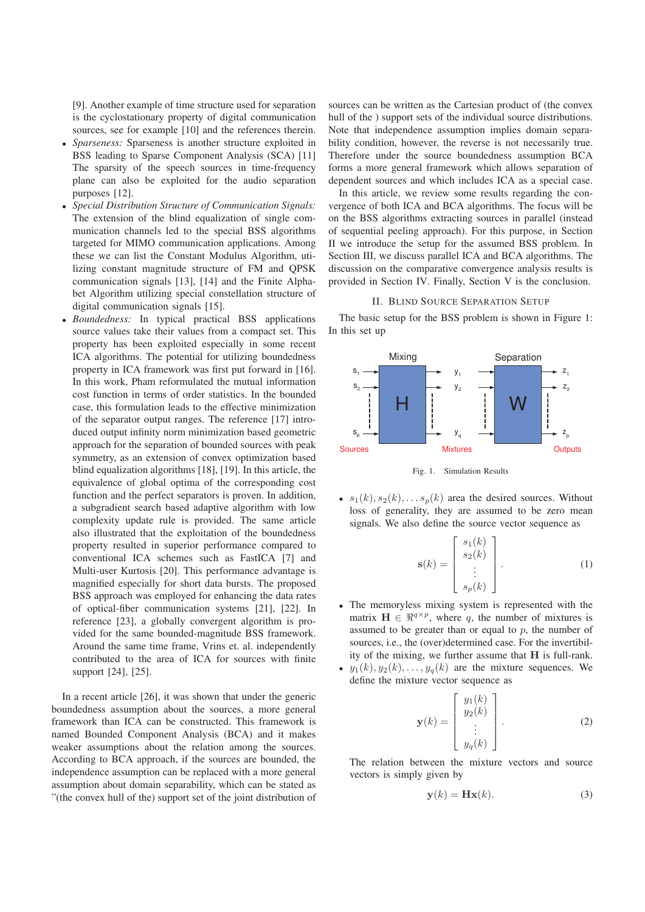[9]. Another example of time structure used for separation is the cyclostationary property of digital communication sources, see for example [10] and the references therein.

- *Sparseness:* Sparseness is another structure exploited in BSS leading to Sparse Component Analysis (SCA) [11] The sparsity of the speech sources in time-frequency plane can also be exploited for the audio separation purposes [12].
- *Special Distribution Structure of Communication Signals:* The extension of the blind equalization of single communication channels led to the special BSS algorithms targeted for MIMO communication applications. Among these we can list the Constant Modulus Algorithm, utilizing constant magnitude structure of FM and QPSK communication signals [13], [14] and the Finite Alphabet Algorithm utilizing special constellation structure of digital communication signals [15].
- *Boundedness:* In typical practical BSS applications source values take their values from a compact set. This property has been exploited especially in some recent ICA algorithms. The potential for utilizing boundedness property in ICA framework was first put forward in [16]. In this work, Pham reformulated the mutual information cost function in terms of order statistics. In the bounded case, this formulation leads to the effective minimization of the separator output ranges. The reference [17] introduced output infinity norm minimization based geometric approach for the separation of bounded sources with peak symmetry, as an extension of convex optimization based blind equalization algorithms [18], [19]. In this article, the equivalence of global optima of the corresponding cost function and the perfect separators is proven. In addition, a subgradient search based adaptive algorithm with low complexity update rule is provided. The same article also illustrated that the exploitation of the boundedness property resulted in superior performance compared to conventional ICA schemes such as FastICA [7] and Multi-user Kurtosis [20]. This performance advantage is magnified especially for short data bursts. The proposed BSS approach was employed for enhancing the data rates of optical-fiber communication systems [21], [22]. In reference [23], a globally convergent algorithm is provided for the same bounded-magnitude BSS framework. Around the same time frame, Vrins et. al. independently contributed to the area of ICA for sources with finite support [24], [25].

In a recent article [26], it was shown that under the generic boundedness assumption about the sources, a more general framework than ICA can be constructed. This framework is named Bounded Component Analysis (BCA) and it makes weaker assumptions about the relation among the sources. According to BCA approach, if the sources are bounded, the independence assumption can be replaced with a more general assumption about domain separability, which can be stated as "(the convex hull of the) support set of the joint distribution of sources can be written as the Cartesian product of (the convex hull of the ) support sets of the individual source distributions. Note that independence assumption implies domain separability condition, however, the reverse is not necessarily true. Therefore under the source boundedness assumption BCA forms a more general framework which allows separation of dependent sources and which includes ICA as a special case.

In this article, we review some results regarding the convergence of both ICA and BCA algorithms. The focus will be on the BSS algorithms extracting sources in parallel (instead of sequential peeling approach). For this purpose, in Section II we introduce the setup for the assumed BSS problem. In Section III, we discuss parallel ICA and BCA algorithms. The discussion on the comparative convergence analysis results is provided in Section IV. Finally, Section V is the conclusion.

## II. Blind Source Separation Setup

The basic setup for the BSS problem is shown in Figure 1: In this set up

Fig. 1. Simulation Results

- $s_1(k), s_2(k), \ldots s_p(k)$ area the desired sources. Without loss of generality, they are assumed to be zero mean signals. We also define the source vector sequence as

$$\mathbf{s}(k) = \begin{bmatrix} s_1(k) \\ s_2(k) \\ \vdots \\ s_p(k) \end{bmatrix}. \tag{1}$$

- The memoryless mixing system is represented with the matrix $\mathbf{H} \in \Re^{q \times p}$, where $q$, the number of mixtures is assumed to be greater than or equal to $p$, the number of sources, i.e., the (over)determined case. For the invertibility of the mixing, we further assume that $\mathbf{H}$ is full-rank.
- $y_1(k), y_2(k), \ldots, y_q(k)$ are the mixture sequences. We define the mixture vector sequence as

$$\mathbf{y}(k) = \begin{bmatrix} y_1(k) \\ y_2(k) \\ \vdots \\ y_q(k) \end{bmatrix}. \tag{2}$$

The relation between the mixture vectors and source vectors is simply given by

$$\mathbf{y}(k) = \mathbf{H}\mathbf{x}(k). \tag{3}$$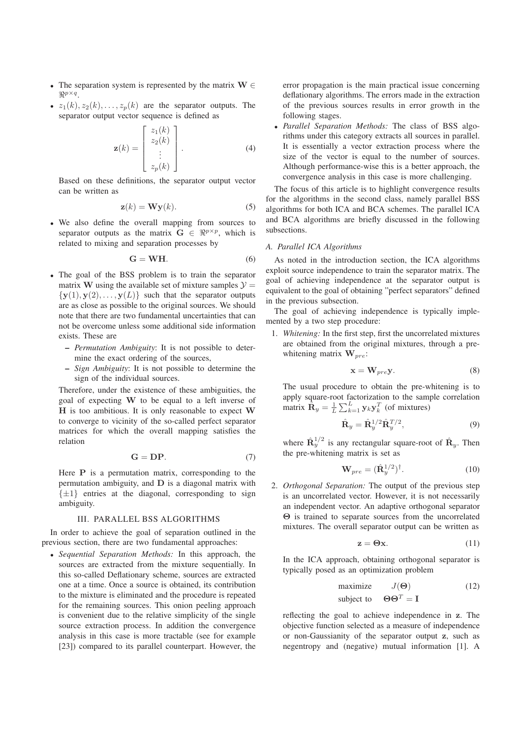- The separation system is represented by the matrix $\mathbf{W} \in \Re^{p\times q}$.
- $z_1(k), z_2(k), \ldots, z_p(k)$ are the separator outputs. The separator output vector sequence is defined as

$$\mathbf{z}(k) = \begin{bmatrix} z_1(k) \\ z_2(k) \\ \vdots \\ z_p(k) \end{bmatrix}. \tag{4}$$

  Based on these definitions, the separator output vector can be written as

$$\mathbf{z}(k) = \mathbf{W}\mathbf{y}(k). \tag{5}$$

- We also define the overall mapping from sources to separator outputs as the matrix $\mathbf{G} \in \Re^{p\times p}$, which is related to mixing and separation processes by

$$\mathbf{G} = \mathbf{W}\mathbf{H}. \tag{6}$$

- The goal of the BSS problem is to train the separator matrix $\mathbf{W}$ using the available set of mixture samples $\mathcal{Y} = \{\mathbf{y}(1), \mathbf{y}(2), \ldots, \mathbf{y}(L)\}$ such that the separator outputs are as close as possible to the original sources. We should note that there are two fundamental uncertainties that can not be overcome unless some additional side information exists. These are
  - *Permutation Ambiguity*: It is not possible to determine the exact ordering of the sources,
  - *Sign Ambiguity*: It is not possible to determine the sign of the individual sources.

  Therefore, under the existence of these ambiguities, the goal of expecting $\mathbf{W}$ to be equal to a left inverse of $\mathbf{H}$ is too ambitious. It is only reasonable to expect $\mathbf{W}$ to converge to vicinity of the so-called perfect separator matrices for which the overall mapping satisfies the relation

$$\mathbf{G} = \mathbf{D}\mathbf{P}. \tag{7}$$

  Here $\mathbf{P}$ is a permutation matrix, corresponding to the permutation ambiguity, and $\mathbf{D}$ is a diagonal matrix with $\{\pm 1\}$ entries at the diagonal, corresponding to sign ambiguity.

## III. PARALLEL BSS ALGORITHMS

In order to achieve the goal of separation outlined in the previous section, there are two fundamental approaches:

- *Sequential Separation Methods:* In this approach, the sources are extracted from the mixture sequentially. In this so-called Deflationary scheme, sources are extracted one at a time. Once a source is obtained, its contribution to the mixture is eliminated and the procedure is repeated for the remaining sources. This onion peeling approach is convenient due to the relative simplicity of the single source extraction process. In addition the convergence analysis in this case is more tractable (see for example [23]) compared to its parallel counterpart. However, the error propagation is the main practical issue concerning deflationary algorithms. The errors made in the extraction of the previous sources results in error growth in the following stages.
- *Parallel Separation Methods:* The class of BSS algorithms under this category extracts all sources in parallel. It is essentially a vector extraction process where the size of the vector is equal to the number of sources. Although performance-wise this is a better approach, the convergence analysis in this case is more challenging.

The focus of this article is to highlight convergence results for the algorithms in the second class, namely parallel BSS algorithms for both ICA and BCA schemes. The parallel ICA and BCA algorithms are briefly discussed in the following subsections.

### A. Parallel ICA Algorithms

As noted in the introduction section, the ICA algorithms exploit source independence to train the separator matrix. The goal of achieving independence at the separator output is equivalent to the goal of obtaining "perfect separators" defined in the previous subsection.

The goal of achieving independence is typically implemented by a two step procedure:

1. *Whitening:* In the first step, first the uncorrelated mixtures are obtained from the original mixtures, through a pre-whitening matrix $\mathbf{W}_{pre}$:

$$\mathbf{x} = \mathbf{W}_{pre}\mathbf{y}. \tag{8}$$

   The usual procedure to obtain the pre-whitening is to apply square-root factorization to the sample correlation matrix $\hat{\mathbf{R}}_y = \frac{1}{L}\sum_{k=1}^{L}\mathbf{y}_k\mathbf{y}_k^T$ (of mixtures)

$$\hat{\mathbf{R}}_y = \hat{\mathbf{R}}_y^{1/2}\hat{\mathbf{R}}_y^{T/2}, \tag{9}$$

   where $\hat{\mathbf{R}}_y^{1/2}$ is any rectangular square-root of $\hat{\mathbf{R}}_y$. Then the pre-whitening matrix is set as

$$\mathbf{W}_{pre} = (\hat{\mathbf{R}}_y^{1/2})^{\dagger}. \tag{10}$$

2. *Orthogonal Separation:* The output of the previous step is an uncorrelated vector. However, it is not necessarily an independent vector. An adaptive orthogonal separator $\mathbf{\Theta}$ is trained to separate sources from the uncorrelated mixtures. The overall separator output can be written as

$$\mathbf{z} = \mathbf{\Theta}\mathbf{x}. \tag{11}$$

   In the ICA approach, obtaining orthogonal separator is typically posed as an optimization problem

$$\begin{array}{ll} \text{maximize} & J(\mathbf{\Theta}) \\ \text{subject to} & \mathbf{\Theta}\mathbf{\Theta}^T = \mathbf{I} \end{array} \tag{12}$$

   reflecting the goal to achieve independence in $\mathbf{z}$. The objective function selected as a measure of independence or non-Gaussianity of the separator output $\mathbf{z}$, such as negentropy and (negative) mutual information [1]. A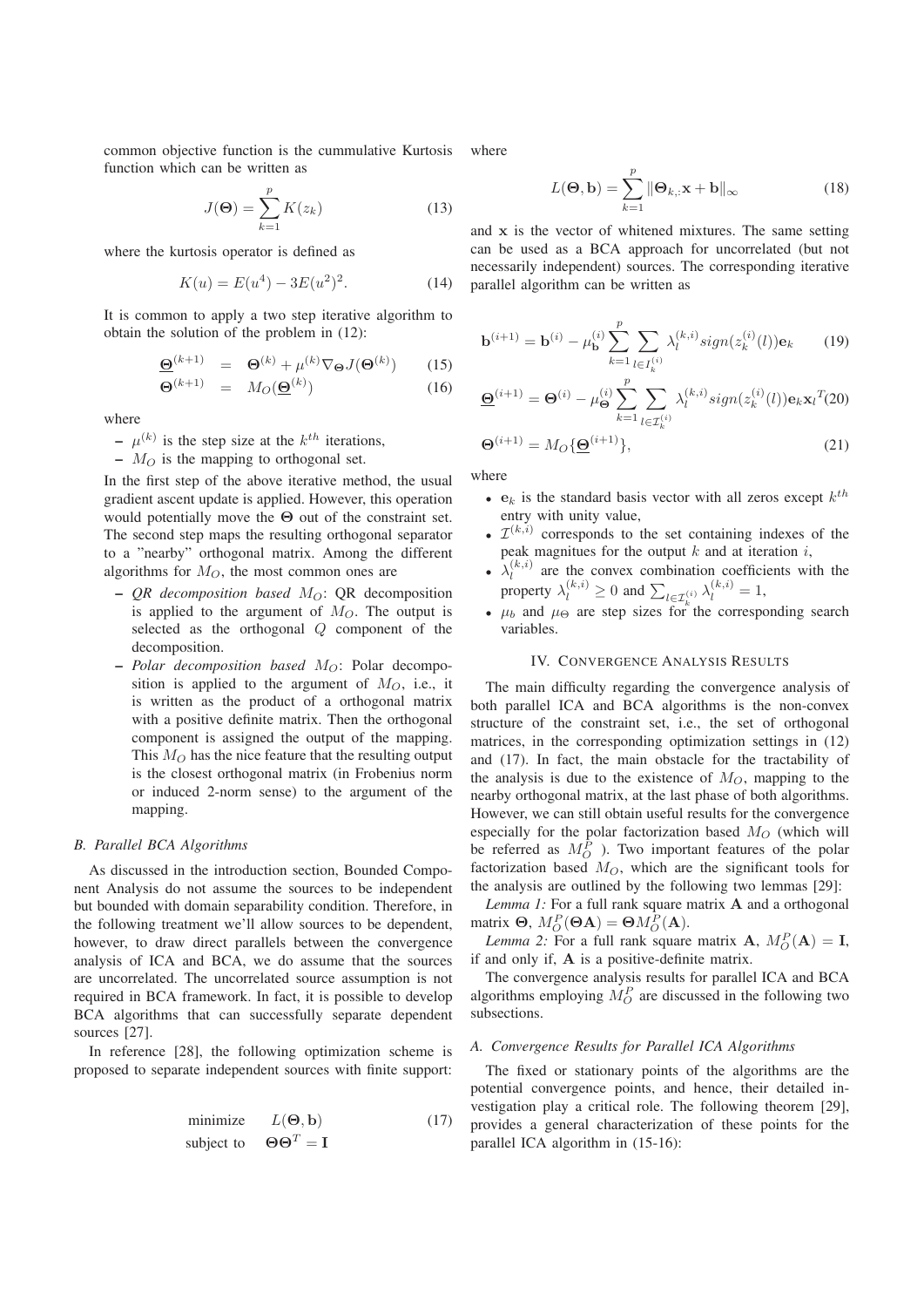common objective function is the cummulative Kurtosis function which can be written as

$$J(\mathbf{\Theta}) = \sum_{k=1}^{p} K(z_k) \tag{13}$$

where the kurtosis operator is defined as

$$K(u) = E(u^4) - 3E(u^2)^2. \tag{14}$$

It is common to apply a two step iterative algorithm to obtain the solution of the problem in (12):

$$\underline{\mathbf{\Theta}}^{(k+1)} = \mathbf{\Theta}^{(k)} + \mu^{(k)} \nabla_{\mathbf{\Theta}} J(\mathbf{\Theta}^{(k)}) \tag{15}$$

$$\mathbf{\Theta}^{(k+1)} = M_O(\underline{\mathbf{\Theta}}^{(k)}) \tag{16}$$

where

- $\mu^{(k)}$ is the step size at the $k^{th}$ iterations,
- $M_O$ is the mapping to orthogonal set.

In the first step of the above iterative method, the usual gradient ascent update is applied. However, this operation would potentially move the $\mathbf{\Theta}$ out of the constraint set. The second step maps the resulting orthogonal separator to a "nearby" orthogonal matrix. Among the different algorithms for $M_O$, the most common ones are

- *QR decomposition based* $M_O$: QR decomposition is applied to the argument of $M_O$. The output is selected as the orthogonal $Q$ component of the decomposition.
- *Polar decomposition based* $M_O$: Polar decomposition is applied to the argument of $M_O$, i.e., it is written as the product of a orthogonal matrix with a positive definite matrix. Then the orthogonal component is assigned the output of the mapping. This $M_O$ has the nice feature that the resulting output is the closest orthogonal matrix (in Frobenius norm or induced 2-norm sense) to the argument of the mapping.

### B. Parallel BCA Algorithms

As discussed in the introduction section, Bounded Component Analysis do not assume the sources to be independent but bounded with domain separability condition. Therefore, in the following treatment we'll allow sources to be dependent, however, to draw direct parallels between the convergence analysis of ICA and BCA, we do assume that the sources are uncorrelated. The uncorrelated source assumption is not required in BCA framework. In fact, it is possible to develop BCA algorithms that can successfully separate dependent sources [27].

In reference [28], the following optimization scheme is proposed to separate independent sources with finite support:

$$\begin{array}{ll} \text{minimize} & L(\mathbf{\Theta}, \mathbf{b}) \\ \text{subject to} & \mathbf{\Theta}\mathbf{\Theta}^T = \mathbf{I} \end{array} \tag{17}$$

where

$$L(\mathbf{\Theta}, \mathbf{b}) = \sum_{k=1}^{p} \|\mathbf{\Theta}_{k,:}\mathbf{x} + \mathbf{b}\|_\infty \tag{18}$$

and $\mathbf{x}$ is the vector of whitened mixtures. The same setting can be used as a BCA approach for uncorrelated (but not necessarily independent) sources. The corresponding iterative parallel algorithm can be written as

$$\mathbf{b}^{(i+1)} = \mathbf{b}^{(i)} - \mu_{\mathbf{b}}^{(i)} \sum_{k=1}^{p} \sum_{l \in I_k^{(i)}} \lambda_l^{(k,i)} sign(z_k^{(i)}(l)) \mathbf{e}_k \tag{19}$$

$$\underline{\mathbf{\Theta}}^{(i+1)} = \mathbf{\Theta}^{(i)} - \mu_{\mathbf{\Theta}}^{(i)} \sum_{k=1}^{p} \sum_{l \in \mathcal{I}_k^{(i)}} \lambda_l^{(k,i)} sign(z_k^{(i)}(l)) \mathbf{e}_k \mathbf{x}_l{}^T \tag{20}$$

$$\mathbf{\Theta}^{(i+1)} = M_O\{\underline{\mathbf{\Theta}}^{(i+1)}\}, \tag{21}$$

where

- $\mathbf{e}_k$ is the standard basis vector with all zeros except $k^{th}$ entry with unity value,
- $\mathcal{I}^{(k,i)}$ corresponds to the set containing indexes of the peak magnitues for the output $k$ and at iteration $i$,
- $\lambda_l^{(k,i)}$ are the convex combination coefficients with the property $\lambda_l^{(k,i)} \geq 0$ and $\sum_{l \in \mathcal{I}_k^{(i)}} \lambda_l^{(k,i)} = 1$,
- $\mu_b$ and $\mu_\Theta$ are step sizes for the corresponding search variables.

## IV. Convergence Analysis Results

The main difficulty regarding the convergence analysis of both parallel ICA and BCA algorithms is the non-convex structure of the constraint set, i.e., the set of orthogonal matrices, in the corresponding optimization settings in (12) and (17). In fact, the main obstacle for the tractability of the analysis is due to the existence of $M_O$, mapping to the nearby orthogonal matrix, at the last phase of both algorithms. However, we can still obtain useful results for the convergence especially for the polar factorization based $M_O$ (which will be referred as $M_O^P$ ). Two important features of the polar factorization based $M_O$, which are the significant tools for the analysis are outlined by the following two lemmas [29]:

*Lemma 1:* For a full rank square matrix $\mathbf{A}$ and a orthogonal matrix $\mathbf{\Theta}$, $M_O^P(\mathbf{\Theta}\mathbf{A}) = \mathbf{\Theta} M_O^P(\mathbf{A})$.

*Lemma 2:* For a full rank square matrix $\mathbf{A}$, $M_O^P(\mathbf{A}) = \mathbf{I}$, if and only if, $\mathbf{A}$ is a positive-definite matrix.

The convergence analysis results for parallel ICA and BCA algorithms employing $M_O^P$ are discussed in the following two subsections.

### A. Convergence Results for Parallel ICA Algorithms

The fixed or stationary points of the algorithms are the potential convergence points, and hence, their detailed investigation play a critical role. The following theorem [29], provides a general characterization of these points for the parallel ICA algorithm in (15-16):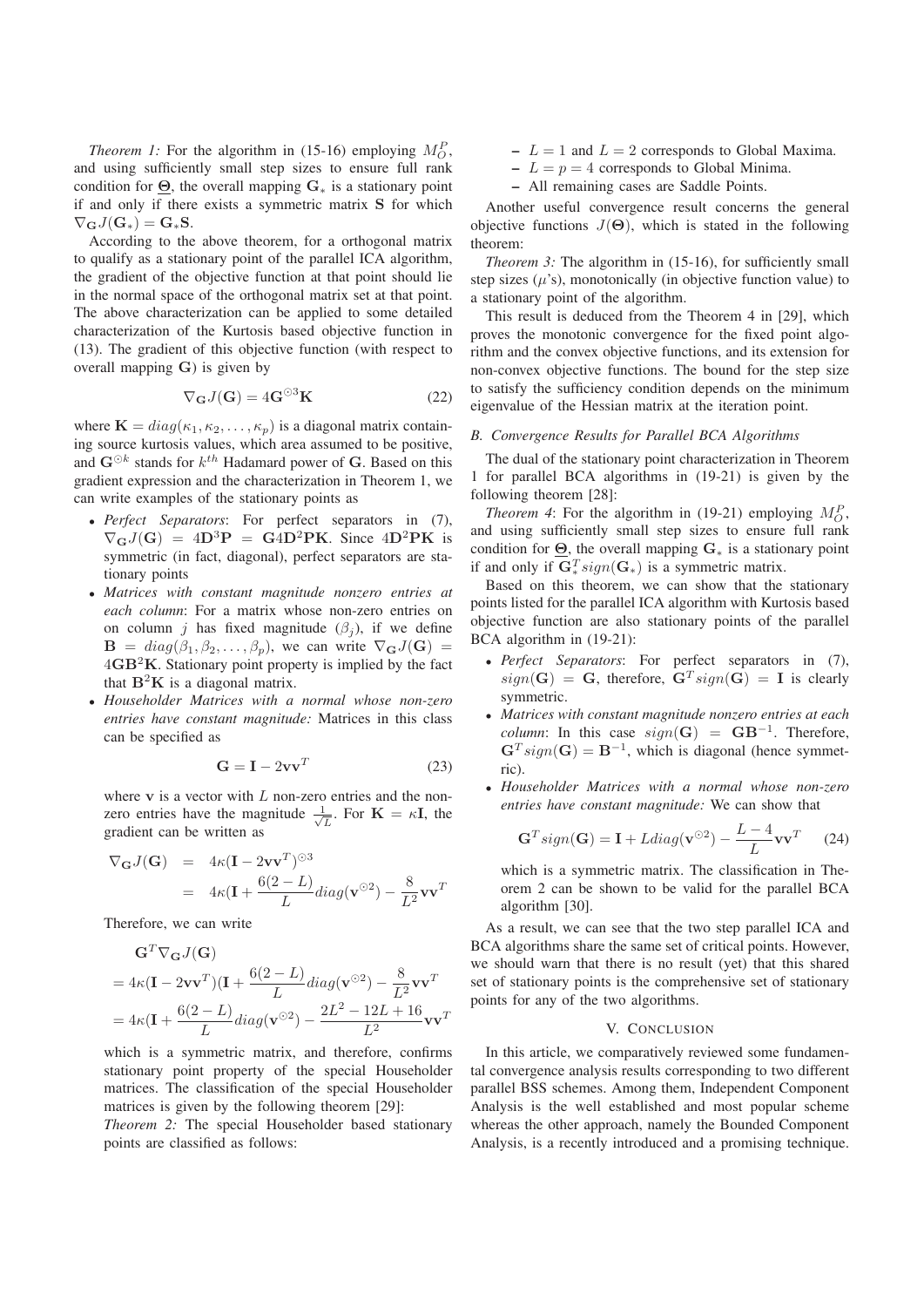*Theorem 1:* For the algorithm in (15-16) employing $M_O^P$, and using sufficiently small step sizes to ensure full rank condition for $\underline{\mathbf{\Theta}}$, the overall mapping $\mathbf{G}_*$ is a stationary point if and only if there exists a symmetric matrix $\mathbf{S}$ for which $\nabla_{\mathbf{G}} J(\mathbf{G}_*) = \mathbf{G}_* \mathbf{S}$.

According to the above theorem, for a orthogonal matrix to qualify as a stationary point of the parallel ICA algorithm, the gradient of the objective function at that point should lie in the normal space of the orthogonal matrix set at that point. The above characterization can be applied to some detailed characterization of the Kurtosis based objective function in (13). The gradient of this objective function (with respect to overall mapping $\mathbf{G}$) is given by

$$\nabla_{\mathbf{G}} J(\mathbf{G}) = 4\mathbf{G}^{\odot 3}\mathbf{K} \tag{22}$$

where $\mathbf{K} = diag(\kappa_1, \kappa_2, \ldots, \kappa_p)$ is a diagonal matrix containing source kurtosis values, which area assumed to be positive, and $\mathbf{G}^{\odot k}$ stands for $k^{th}$ Hadamard power of $\mathbf{G}$. Based on this gradient expression and the characterization in Theorem 1, we can write examples of the stationary points as

- *Perfect Separators*: For perfect separators in (7), $\nabla_{\mathbf{G}} J(\mathbf{G}) = 4\mathbf{D}^3\mathbf{P} = \mathbf{G}4\mathbf{D}^2\mathbf{P}\mathbf{K}$. Since $4\mathbf{D}^2\mathbf{P}\mathbf{K}$ is symmetric (in fact, diagonal), perfect separators are stationary points
- *Matrices with constant magnitude nonzero entries at each column*: For a matrix whose non-zero entries on on column $j$ has fixed magnitude ($\beta_j$), if we define $\mathbf{B} = diag(\beta_1, \beta_2, \ldots, \beta_p)$, we can write $\nabla_{\mathbf{G}} J(\mathbf{G}) = 4\mathbf{G}\mathbf{B}^2\mathbf{K}$. Stationary point property is implied by the fact that $\mathbf{B}^2\mathbf{K}$ is a diagonal matrix.
- *Householder Matrices with a normal whose non-zero entries have constant magnitude:* Matrices in this class can be specified as

$$\mathbf{G} = \mathbf{I} - 2\mathbf{v}\mathbf{v}^T \tag{23}$$

where $\mathbf{v}$ is a vector with $L$ non-zero entries and the non-zero entries have the magnitude $\frac{1}{\sqrt{L}}$. For $\mathbf{K} = \kappa\mathbf{I}$, the gradient can be written as

$$\begin{aligned}\nabla_{\mathbf{G}} J(\mathbf{G}) &= 4\kappa(\mathbf{I} - 2\mathbf{v}\mathbf{v}^T)^{\odot 3} \\ &= 4\kappa(\mathbf{I} + \frac{6(2-L)}{L} diag(\mathbf{v}^{\odot 2}) - \frac{8}{L^2}\mathbf{v}\mathbf{v}^T\end{aligned}$$

Therefore, we can write

$$\begin{aligned}&\mathbf{G}^T \nabla_{\mathbf{G}} J(\mathbf{G}) \\ &= 4\kappa(\mathbf{I} - 2\mathbf{v}\mathbf{v}^T)(\mathbf{I} + \frac{6(2-L)}{L} diag(\mathbf{v}^{\odot 2}) - \frac{8}{L^2}\mathbf{v}\mathbf{v}^T \\ &= 4\kappa(\mathbf{I} + \frac{6(2-L)}{L} diag(\mathbf{v}^{\odot 2}) - \frac{2L^2 - 12L + 16}{L^2}\mathbf{v}\mathbf{v}^T\end{aligned}$$

which is a symmetric matrix, and therefore, confirms stationary point property of the special Householder matrices. The classification of the special Householder matrices is given by the following theorem [29]:

*Theorem 2:* The special Householder based stationary points are classified as follows:

- $L = 1$ and $L = 2$ corresponds to Global Maxima.
- $L = p = 4$ corresponds to Global Minima.
- All remaining cases are Saddle Points.

Another useful convergence result concerns the general objective functions $J(\mathbf{\Theta})$, which is stated in the following theorem:

*Theorem 3:* The algorithm in (15-16), for sufficiently small step sizes ($\mu$'s), monotonically (in objective function value) to a stationary point of the algorithm.

This result is deduced from the Theorem 4 in [29], which proves the monotonic convergence for the fixed point algorithm and the convex objective functions, and its extension for non-convex objective functions. The bound for the step size to satisfy the sufficiency condition depends on the minimum eigenvalue of the Hessian matrix at the iteration point.

### B. Convergence Results for Parallel BCA Algorithms

The dual of the stationary point characterization in Theorem 1 for parallel BCA algorithms in (19-21) is given by the following theorem [28]:

*Theorem 4*: For the algorithm in (19-21) employing $M_O^P$, and using sufficiently small step sizes to ensure full rank condition for $\underline{\mathbf{\Theta}}$, the overall mapping $\mathbf{G}_*$ is a stationary point if and only if $\mathbf{G}_*^T sign(\mathbf{G}_*)$ is a symmetric matrix.

Based on this theorem, we can show that the stationary points listed for the parallel ICA algorithm with Kurtosis based objective function are also stationary points of the parallel BCA algorithm in (19-21):

- *Perfect Separators*: For perfect separators in (7), $sign(\mathbf{G}) = \mathbf{G}$, therefore, $\mathbf{G}^T sign(\mathbf{G}) = \mathbf{I}$ is clearly symmetric.
- *Matrices with constant magnitude nonzero entries at each column*: In this case $sign(\mathbf{G}) = \mathbf{G}\mathbf{B}^{-1}$. Therefore, $\mathbf{G}^T sign(\mathbf{G}) = \mathbf{B}^{-1}$, which is diagonal (hence symmetric).
- *Householder Matrices with a normal whose non-zero entries have constant magnitude:* We can show that

$$\mathbf{G}^T sign(\mathbf{G}) = \mathbf{I} + L diag(\mathbf{v}^{\odot 2}) - \frac{L-4}{L}\mathbf{v}\mathbf{v}^T \tag{24}$$

which is a symmetric matrix. The classification in Theorem 2 can be shown to be valid for the parallel BCA algorithm [30].

As a result, we can see that the two step parallel ICA and BCA algorithms share the same set of critical points. However, we should warn that there is no result (yet) that this shared set of stationary points is the comprehensive set of stationary points for any of the two algorithms.

## V. Conclusion

In this article, we comparatively reviewed some fundamental convergence analysis results corresponding to two different parallel BSS schemes. Among them, Independent Component Analysis is the well established and most popular scheme whereas the other approach, namely the Bounded Component Analysis, is a recently introduced and a promising technique.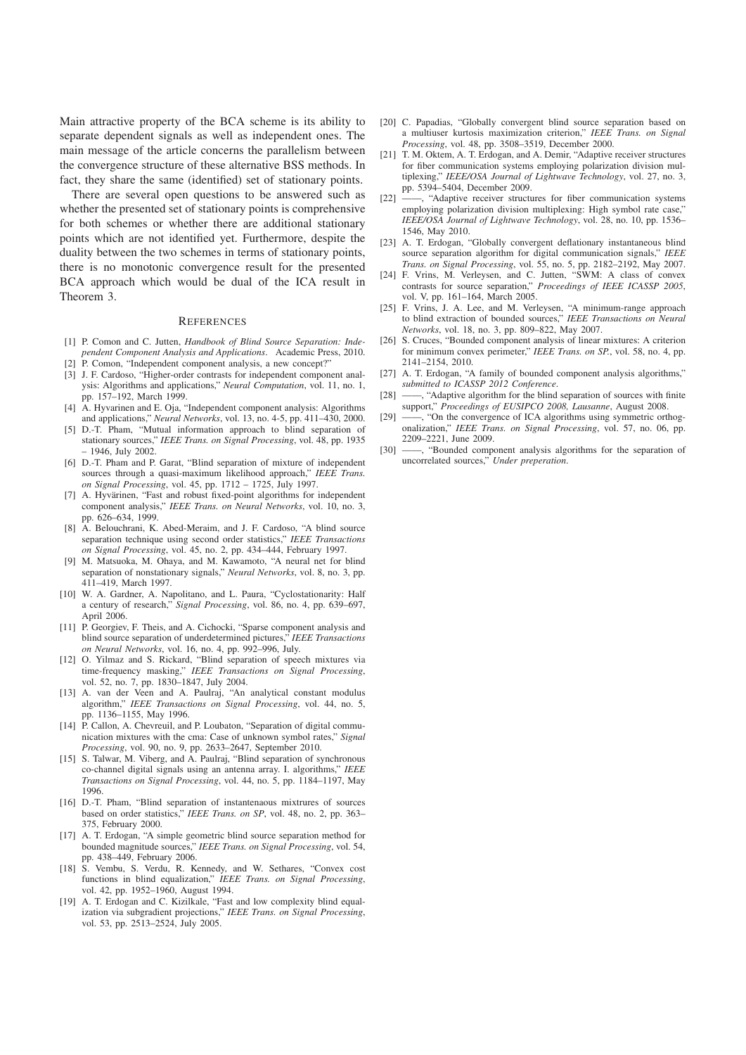Main attractive property of the BCA scheme is its ability to separate dependent signals as well as independent ones. The main message of the article concerns the parallelism between the convergence structure of these alternative BSS methods. In fact, they share the same (identified) set of stationary points.

There are several open questions to be answered such as whether the presented set of stationary points is comprehensive for both schemes or whether there are additional stationary points which are not identified yet. Furthermore, despite the duality between the two schemes in terms of stationary points, there is no monotonic convergence result for the presented BCA approach which would be dual of the ICA result in Theorem 3.

## References

[1] P. Comon and C. Jutten, *Handbook of Blind Source Separation: Independent Component Analysis and Applications*. Academic Press, 2010.

[2] P. Comon, "Independent component analysis, a new concept?"

[3] J. F. Cardoso, "Higher-order contrasts for independent component analysis: Algorithms and applications," *Neural Computation*, vol. 11, no. 1, pp. 157–192, March 1999.

[4] A. Hyvarinen and E. Oja, "Independent component analysis: Algorithms and applications," *Neural Networks*, vol. 13, no. 4-5, pp. 411–430, 2000.

[5] D.-T. Pham, "Mutual information approach to blind separation of stationary sources," *IEEE Trans. on Signal Processing*, vol. 48, pp. 1935 – 1946, July 2002.

[6] D.-T. Pham and P. Garat, "Blind separation of mixture of independent sources through a quasi-maximum likelihood approach," *IEEE Trans. on Signal Processing*, vol. 45, pp. 1712 – 1725, July 1997.

[7] A. Hyvärinen, "Fast and robust fixed-point algorithms for independent component analysis," *IEEE Trans. on Neural Networks*, vol. 10, no. 3, pp. 626–634, 1999.

[8] A. Belouchrani, K. Abed-Meraim, and J. F. Cardoso, "A blind source separation technique using second order statistics," *IEEE Transactions on Signal Processing*, vol. 45, no. 2, pp. 434–444, February 1997.

[9] M. Matsuoka, M. Ohaya, and M. Kawamoto, "A neural net for blind separation of nonstationary signals," *Neural Networks*, vol. 8, no. 3, pp. 411–419, March 1997.

[10] W. A. Gardner, A. Napolitano, and L. Paura, "Cyclostationarity: Half a century of research," *Signal Processing*, vol. 86, no. 4, pp. 639–697, April 2006.

[11] P. Georgiev, F. Theis, and A. Cichocki, "Sparse component analysis and blind source separation of underdetermined pictures," *IEEE Transactions on Neural Networks*, vol. 16, no. 4, pp. 992–996, July.

[12] O. Yilmaz and S. Rickard, "Blind separation of speech mixtures via time-frequency masking," *IEEE Transactions on Signal Processing*, vol. 52, no. 7, pp. 1830–1847, July 2004.

[13] A. van der Veen and A. Paulraj, "An analytical constant modulus algorithm," *IEEE Transactions on Signal Processing*, vol. 44, no. 5, pp. 1136–1155, May 1996.

[14] P. Callon, A. Chevreuil, and P. Loubaton, "Separation of digital communication mixtures with the cma: Case of unknown symbol rates," *Signal Processing*, vol. 90, no. 9, pp. 2633–2647, September 2010.

[15] S. Talwar, M. Viberg, and A. Paulraj, "Blind separation of synchronous co-channel digital signals using an antenna array. I. algorithms," *IEEE Transactions on Signal Processing*, vol. 44, no. 5, pp. 1184–1197, May 1996.

[16] D.-T. Pham, "Blind separation of instantenaous mixtrures of sources based on order statistics," *IEEE Trans. on SP*, vol. 48, no. 2, pp. 363–375, February 2000.

[17] A. T. Erdogan, "A simple geometric blind source separation method for bounded magnitude sources," *IEEE Trans. on Signal Processing*, vol. 54, pp. 438–449, February 2006.

[18] S. Vembu, S. Verdu, R. Kennedy, and W. Sethares, "Convex cost functions in blind equalization," *IEEE Trans. on Signal Processing*, vol. 42, pp. 1952–1960, August 1994.

[19] A. T. Erdogan and C. Kizilkale, "Fast and low complexity blind equalization via subgradient projections," *IEEE Trans. on Signal Processing*, vol. 53, pp. 2513–2524, July 2005.

[20] C. Papadias, "Globally convergent blind source separation based on a multiuser kurtosis maximization criterion," *IEEE Trans. on Signal Processing*, vol. 48, pp. 3508–3519, December 2000.

[21] T. M. Oktem, A. T. Erdogan, and A. Demir, "Adaptive receiver structures for fiber communication systems employing polarization division multiplexing," *IEEE/OSA Journal of Lightwave Technology*, vol. 27, no. 3, pp. 5394–5404, December 2009.

[22] ——, "Adaptive receiver structures for fiber communication systems employing polarization division multiplexing: High symbol rate case," *IEEE/OSA Journal of Lightwave Technology*, vol. 28, no. 10, pp. 1536–1546, May 2010.

[23] A. T. Erdogan, "Globally convergent deflationary instantaneous blind source separation algorithm for digital communication signals," *IEEE Trans. on Signal Processing*, vol. 55, no. 5, pp. 2182–2192, May 2007.

[24] F. Vrins, M. Verleysen, and C. Jutten, "SWM: A class of convex contrasts for source separation," *Proceedings of IEEE ICASSP 2005*, vol. V, pp. 161–164, March 2005.

[25] F. Vrins, J. A. Lee, and M. Verleysen, "A minimum-range approach to blind extraction of bounded sources," *IEEE Transactions on Neural Networks*, vol. 18, no. 3, pp. 809–822, May 2007.

[26] S. Cruces, "Bounded component analysis of linear mixtures: A criterion for minimum convex perimeter," *IEEE Trans. on SP.*, vol. 58, no. 4, pp. 2141–2154, 2010.

[27] A. T. Erdogan, "A family of bounded component analysis algorithms," *submitted to ICASSP 2012 Conference*.

[28] ——, "Adaptive algorithm for the blind separation of sources with finite support," *Proceedings of EUSIPCO 2008, Lausanne*, August 2008.

[29] ——, "On the convergence of ICA algorithms using symmetric orthogonalization," *IEEE Trans. on Signal Processing*, vol. 57, no. 06, pp. 2209–2221, June 2009.

[30] ——, "Bounded component analysis algorithms for the separation of uncorrelated sources," *Under preperation*.